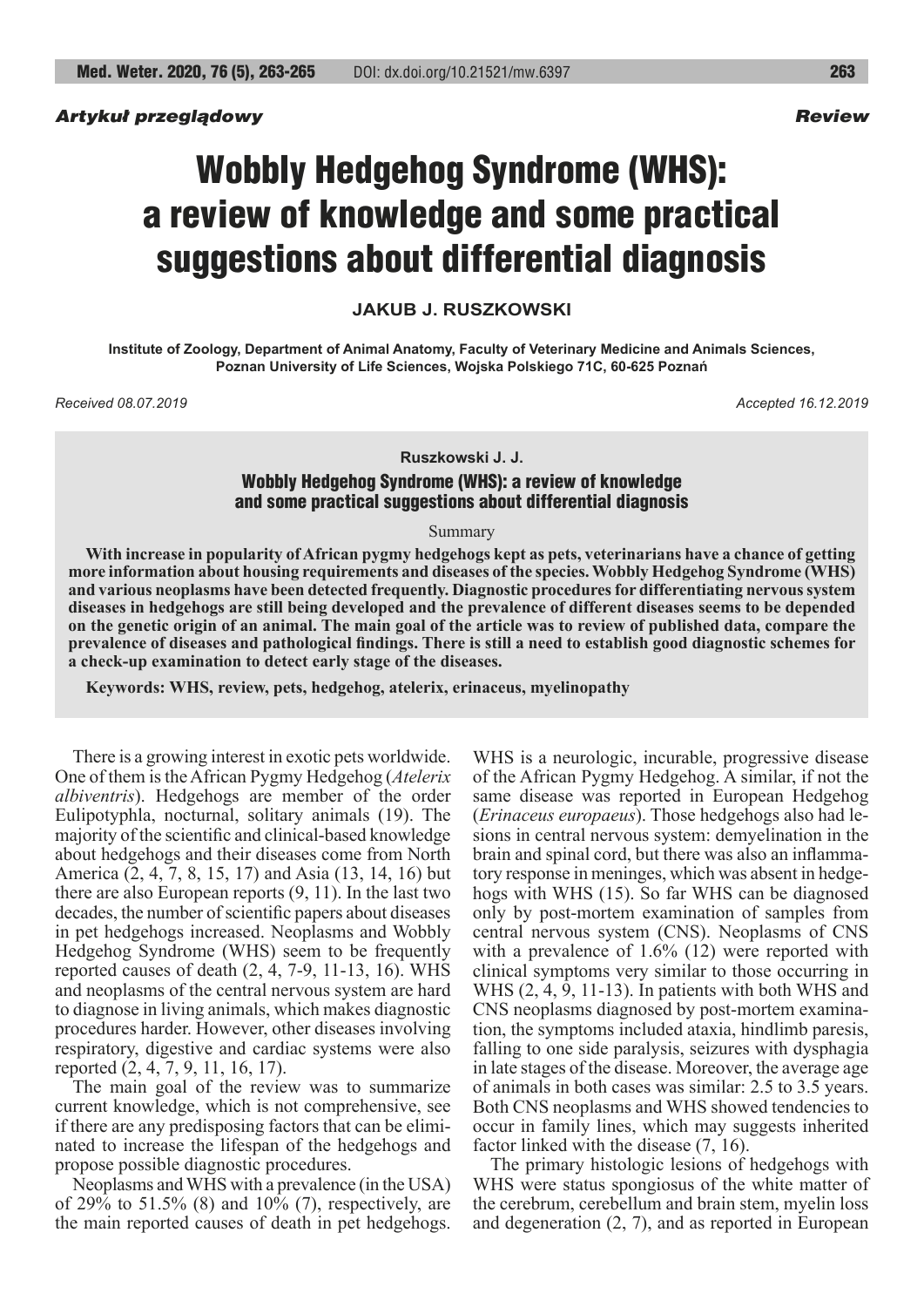*Artykuł przeglądowy* *Review*

# Wobbly Hedgehog Syndrome (WHS): a review of knowledge and some practical suggestions about differential diagnosis

**JAKUB J. RUSZKOWSKI**

**Institute of Zoology, Department of Animal Anatomy, Faculty of Veterinary Medicine and Animals Sciences, Poznan University of Life Sciences, Wojska Polskiego 71C, 60-625 Poznań**

*Received 08.07.2019* *Accepted 16.12.2019*

**Ruszkowski J. J.**

**Wobbly Hedgehog Syndrome (WHS): a review of knowledge and some practical suggestions about differential diagnosis**

Summary

**With increase in popularity of African pygmy hedgehogs kept as pets, veterinarians have a chance of getting more information about housing requirements and diseases of the species. Wobbly Hedgehog Syndrome (WHS) and various neoplasms have been detected frequently. Diagnostic procedures for differentiating nervous system diseases in hedgehogs are still being developed and the prevalence of different diseases seems to be depended on the genetic origin of an animal. The main goal of the article was to review of published data, compare the prevalence of diseases and pathological findings. There is still a need to establish good diagnostic schemes for a check-up examination to detect early stage of the diseases.**

**Keywords: WHS, review, pets, hedgehog, atelerix, erinaceus, myelinopathy**

There is a growing interest in exotic pets worldwide. One of them is the African Pygmy Hedgehog (*Atelerix albiventris*). Hedgehogs are member of the order Eulipotyphla, nocturnal, solitary animals (19). The majority of the scientific and clinical-based knowledge about hedgehogs and their diseases come from North America (2, 4, 7, 8, 15, 17) and Asia (13, 14, 16) but there are also European reports (9, 11). In the last two decades, the number of scientific papers about diseases in pet hedgehogs increased. Neoplasms and Wobbly Hedgehog Syndrome (WHS) seem to be frequently reported causes of death (2, 4, 7-9, 11-13, 16). WHS and neoplasms of the central nervous system are hard to diagnose in living animals, which makes diagnostic procedures harder. However, other diseases involving respiratory, digestive and cardiac systems were also reported (2, 4, 7, 9, 11, 16, 17).

The main goal of the review was to summarize current knowledge, which is not comprehensive, see if there are any predisposing factors that can be eliminated to increase the lifespan of the hedgehogs and propose possible diagnostic procedures.

Neoplasms and WHS with a prevalence (in the USA) of 29% to 51.5% (8) and 10% (7), respectively, are the main reported causes of death in pet hedgehogs. WHS is a neurologic, incurable, progressive disease of the African Pygmy Hedgehog. A similar, if not the same disease was reported in European Hedgehog (*Erinaceus europaeus*). Those hedgehogs also had lesions in central nervous system: demyelination in the brain and spinal cord, but there was also an inflammatory response in meninges, which was absent in hedgehogs with WHS (15). So far WHS can be diagnosed only by post-mortem examination of samples from central nervous system (CNS). Neoplasms of CNS with a prevalence of 1.6% (12) were reported with clinical symptoms very similar to those occurring in WHS (2, 4, 9, 11-13). In patients with both WHS and CNS neoplasms diagnosed by post-mortem examination, the symptoms included ataxia, hindlimb paresis, falling to one side paralysis, seizures with dysphagia in late stages of the disease. Moreover, the average age of animals in both cases was similar: 2.5 to 3.5 years. Both CNS neoplasms and WHS showed tendencies to occur in family lines, which may suggests inherited factor linked with the disease (7, 16).

The primary histologic lesions of hedgehogs with WHS were status spongiosus of the white matter of the cerebrum, cerebellum and brain stem, myelin loss and degeneration (2, 7), and as reported in European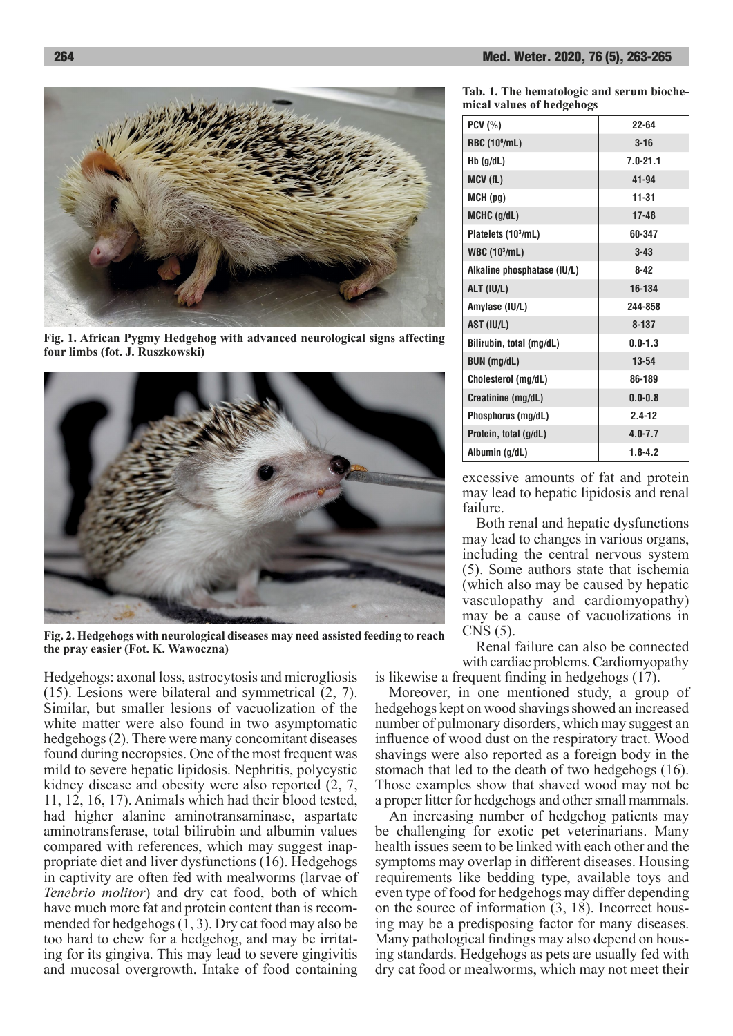Fig. 1. African Pygmy Hedgehog with advanced neurological signs affecting four limbs (fot. J. Ruszkowski)

Fig. 2. Hedgehogs with neurological diseases may need assisted feeding to reach the pray easier (Fot. K. Wawoczna)

Hedgehogs: axonal loss, astrocytosis and microgliosis (15). Lesions were bilateral and symmetrical (2, 7). Similar, but smaller lesions of vacuolization of the white matter were also found in two asymptomatic hedgehogs (2). There were many concomitant diseases found during necropsies. One of the most frequent was mild to severe hepatic lipidosis. Nephritis, polycystic kidney disease and obesity were also reported (2, 7, 11, 12, 16, 17). Animals which had their blood tested, had higher alanine aminotransaminase, aspartate aminotransferase, total bilirubin and albumin values compared with references, which may suggest inappropriate diet and liver dysfunctions (16). Hedgehogs in captivity are often fed with mealworms (larvae of *Tenebrio molitor*) and dry cat food, both of which have much more fat and protein content than is recommended for hedgehogs (1, 3). Dry cat food may also be too hard to chew for a hedgehog, and may be irritating for its gingiva. This may lead to severe gingivitis and mucosal overgrowth. Intake of food containing excessive amounts of fat and protein may lead to hepatic lipidosis and renal failure.

**Tab. 1. The hematologic and serum biochemical values of hedgehogs**

| | |
|---|---|
| PCV (%) | 22-64 |
| RBC ($10^6$/mL) | 3-16 |
| Hb (g/dL) | 7.0-21.1 |
| MCV (fL) | 41-94 |
| MCH (pg) | 11-31 |
| MCHC (g/dL) | 17-48 |
| Platelets ($10^3$/mL) | 60-347 |
| WBC ($10^3$/mL) | 3-43 |
| Alkaline phosphatase (IU/L) | 8-42 |
| ALT (IU/L) | 16-134 |
| Amylase (IU/L) | 244-858 |
| AST (IU/L) | 8-137 |
| Bilirubin, total (mg/dL) | 0.0-1.3 |
| BUN (mg/dL) | 13-54 |
| Cholesterol (mg/dL) | 86-189 |
| Creatinine (mg/dL) | 0.0-0.8 |
| Phosphorus (mg/dL) | 2.4-12 |
| Protein, total (g/dL) | 4.0-7.7 |
| Albumin (g/dL) | 1.8-4.2 |

Both renal and hepatic dysfunctions may lead to changes in various organs, including the central nervous system (5). Some authors state that ischemia (which also may be caused by hepatic vasculopathy and cardiomyopathy) may be a cause of vacuolizations in CNS (5).

Renal failure can also be connected with cardiac problems. Cardiomyopathy is likewise a frequent finding in hedgehogs (17).

Moreover, in one mentioned study, a group of hedgehogs kept on wood shavings showed an increased number of pulmonary disorders, which may suggest an influence of wood dust on the respiratory tract. Wood shavings were also reported as a foreign body in the stomach that led to the death of two hedgehogs (16). Those examples show that shaved wood may not be a proper litter for hedgehogs and other small mammals.

An increasing number of hedgehog patients may be challenging for exotic pet veterinarians. Many health issues seem to be linked with each other and the symptoms may overlap in different diseases. Housing requirements like bedding type, available toys and even type of food for hedgehogs may differ depending on the source of information (3, 18). Incorrect housing may be a predisposing factor for many diseases. Many pathological findings may also depend on housing standards. Hedgehogs as pets are usually fed with dry cat food or mealworms, which may not meet their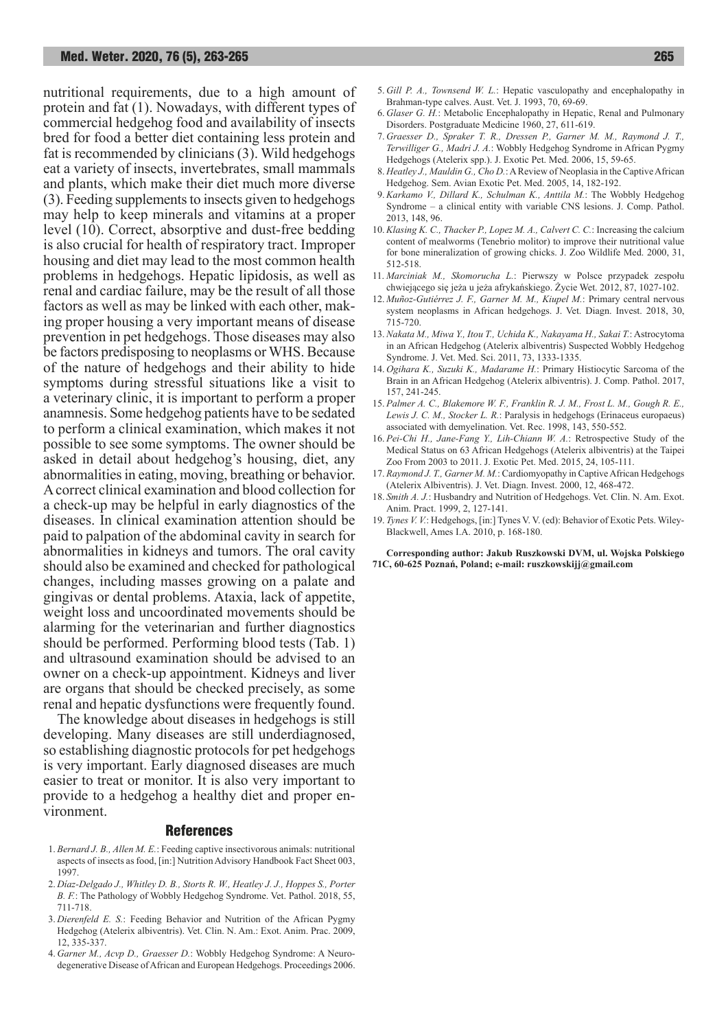nutritional requirements, due to a high amount of protein and fat (1). Nowadays, with different types of commercial hedgehog food and availability of insects bred for food a better diet containing less protein and fat is recommended by clinicians (3). Wild hedgehogs eat a variety of insects, invertebrates, small mammals and plants, which make their diet much more diverse (3). Feeding supplements to insects given to hedgehogs may help to keep minerals and vitamins at a proper level (10). Correct, absorptive and dust-free bedding is also crucial for health of respiratory tract. Improper housing and diet may lead to the most common health problems in hedgehogs. Hepatic lipidosis, as well as renal and cardiac failure, may be the result of all those factors as well as may be linked with each other, making proper housing a very important means of disease prevention in pet hedgehogs. Those diseases may also be factors predisposing to neoplasms or WHS. Because of the nature of hedgehogs and their ability to hide symptoms during stressful situations like a visit to a veterinary clinic, it is important to perform a proper anamnesis. Some hedgehog patients have to be sedated to perform a clinical examination, which makes it not possible to see some symptoms. The owner should be asked in detail about hedgehog's housing, diet, any abnormalities in eating, moving, breathing or behavior. A correct clinical examination and blood collection for a check-up may be helpful in early diagnostics of the diseases. In clinical examination attention should be paid to palpation of the abdominal cavity in search for abnormalities in kidneys and tumors. The oral cavity should also be examined and checked for pathological changes, including masses growing on a palate and gingivas or dental problems. Ataxia, lack of appetite, weight loss and uncoordinated movements should be alarming for the veterinarian and further diagnostics should be performed. Performing blood tests (Tab. 1) and ultrasound examination should be advised to an owner on a check-up appointment. Kidneys and liver are organs that should be checked precisely, as some renal and hepatic dysfunctions were frequently found.

The knowledge about diseases in hedgehogs is still developing. Many diseases are still underdiagnosed, so establishing diagnostic protocols for pet hedgehogs is very important. Early diagnosed diseases are much easier to treat or monitor. It is also very important to provide to a hedgehog a healthy diet and proper environment.

## References

1. *Bernard J. B., Allen M. E.*: Feeding captive insectivorous animals: nutritional aspects of insects as food, [in:] Nutrition Advisory Handbook Fact Sheet 003, 1997.
2. *Díaz-Delgado J., Whitley D. B., Storts R. W., Heatley J. J., Hoppes S., Porter B. F.*: The Pathology of Wobbly Hedgehog Syndrome. Vet. Pathol. 2018, 55, 711-718.
3. *Dierenfeld E. S.*: Feeding Behavior and Nutrition of the African Pygmy Hedgehog (Atelerix albiventris). Vet. Clin. N. Am.: Exot. Anim. Prac. 2009, 12, 335-337.
4. *Garner M., Acvp D., Graesser D.*: Wobbly Hedgehog Syndrome: A Neurodegenerative Disease of African and European Hedgehogs. Proceedings 2006.
5. *Gill P. A., Townsend W. L.*: Hepatic vasculopathy and encephalopathy in Brahman-type calves. Aust. Vet. J. 1993, 70, 69-69.
6. *Glaser G. H.*: Metabolic Encephalopathy in Hepatic, Renal and Pulmonary Disorders. Postgraduate Medicine 1960, 27, 611-619.
7. *Graesser D., Spraker T. R., Dressen P., Garner M. M., Raymond J. T., Terwilliger G., Madri J. A.*: Wobbly Hedgehog Syndrome in African Pygmy Hedgehogs (Atelerix spp.). J. Exotic Pet. Med. 2006, 15, 59-65.
8. *Heatley J., Mauldin G., Cho D.*: A Review of Neoplasia in the Captive African Hedgehog. Sem. Avian Exotic Pet. Med. 2005, 14, 182-192.
9. *Karkamo V., Dillard K., Schulman K., Anttila M.*: The Wobbly Hedgehog Syndrome – a clinical entity with variable CNS lesions. J. Comp. Pathol. 2013, 148, 96.
10. *Klasing K. C., Thacker P., Lopez M. A., Calvert C. C.*: Increasing the calcium content of mealworms (Tenebrio molitor) to improve their nutritional value for bone mineralization of growing chicks. J. Zoo Wildlife Med. 2000, 31, 512-518.
11. *Marciniak M., Skomorucha L.*: Pierwszy w Polsce przypadek zespołu chwiejącego się jeża u jeża afrykańskiego. Życie Wet. 2012, 87, 1027-102.
12. *Muñoz-Gutiérrez J. F., Garner M. M., Kiupel M.*: Primary central nervous system neoplasms in African hedgehogs. J. Vet. Diagn. Invest. 2018, 30, 715-720.
13. *Nakata M., Miwa Y., Itou T., Uchida K., Nakayama H., Sakai T.*: Astrocytoma in an African Hedgehog (Atelerix albiventris) Suspected Wobbly Hedgehog Syndrome. J. Vet. Med. Sci. 2011, 73, 1333-1335.
14. *Ogihara K., Suzuki K., Madarame H.*: Primary Histiocytic Sarcoma of the Brain in an African Hedgehog (Atelerix albiventris). J. Comp. Pathol. 2017, 157, 241-245.
15. *Palmer A. C., Blakemore W. F., Franklin R. J. M., Frost L. M., Gough R. E., Lewis J. C. M., Stocker L. R.*: Paralysis in hedgehogs (Erinaceus europaeus) associated with demyelination. Vet. Rec. 1998, 143, 550-552.
16. *Pei-Chi H., Jane-Fang Y., Lih-Chiann W. A.*: Retrospective Study of the Medical Status on 63 African Hedgehogs (Atelerix albiventris) at the Taipei Zoo From 2003 to 2011. J. Exotic Pet. Med. 2015, 24, 105-111.
17. *Raymond J. T., Garner M. M.*: Cardiomyopathy in Captive African Hedgehogs (Atelerix Albiventris). J. Vet. Diagn. Invest. 2000, 12, 468-472.
18. *Smith A. J.*: Husbandry and Nutrition of Hedgehogs. Vet. Clin. N. Am. Exot. Anim. Pract. 1999, 2, 127-141.
19. *Tynes V. V.*: Hedgehogs, [in:] Tynes V. V. (ed): Behavior of Exotic Pets. Wiley-Blackwell, Ames I.A. 2010, p. 168-180.

**Corresponding author: Jakub Ruszkowski DVM, ul. Wojska Polskiego 71C, 60-625 Poznań, Poland; e-mail: ruszkowskijj@gmail.com**